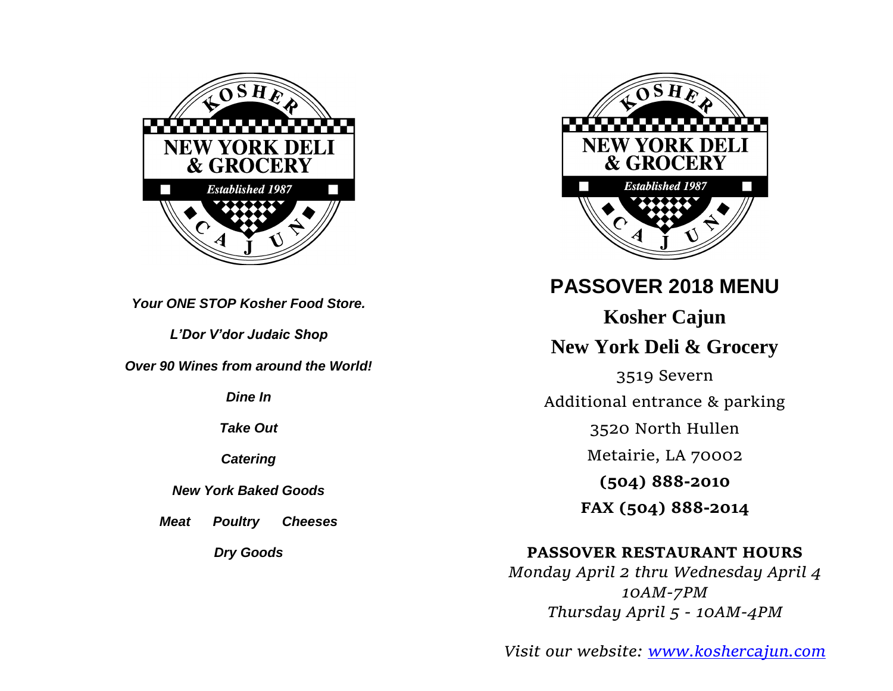KOSHER NEW YORK DELI & GROCERY
*Established 1987*
CAJUN

***Your ONE STOP Kosher Food Store.***

***L'Dor V'dor Judaic Shop***

***Over 90 Wines from around the World!***

***Dine In***

***Take Out***

***Catering***

***New York Baked Goods***

***Meat Poultry Cheeses***

***Dry Goods***

KOSHER NEW YORK DELI & GROCERY
*Established 1987*
CAJUN

# PASSOVER 2018 MENU

## Kosher Cajun

## New York Deli & Grocery

3519 Severn

Additional entrance & parking

3520 North Hullen

Metairie, LA 70002

**(504) 888-2010**

**FAX (504) 888-2014**

**PASSOVER RESTAURANT HOURS**

*Monday April 2 thru Wednesday April 4*
*10AM-7PM*
*Thursday April 5 - 10AM-4PM*

*Visit our website: www.koshercajun.com*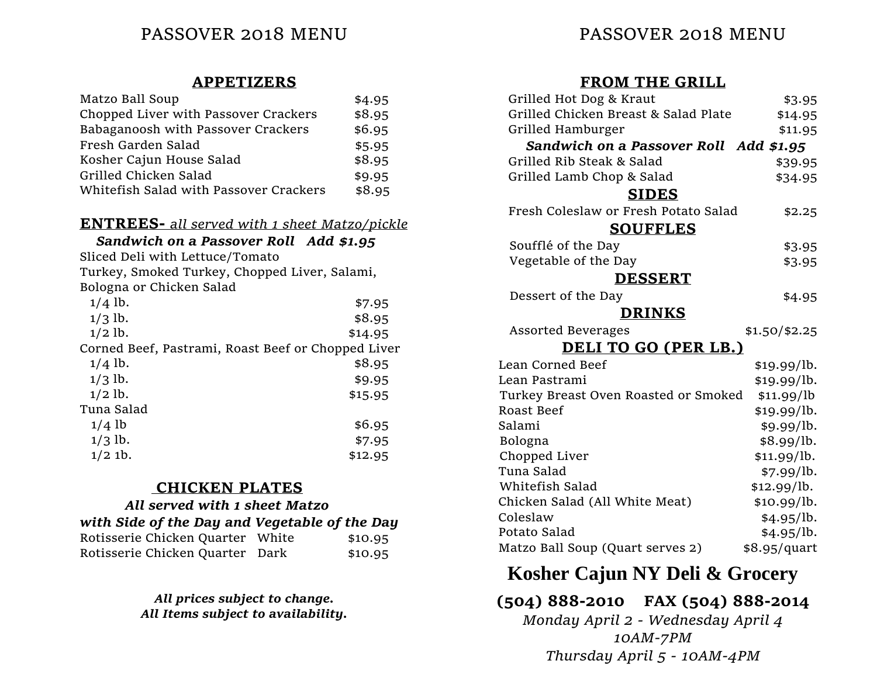# PASSOVER 2018 MENU

## APPETIZERS

| | |
|---|---|
| Matzo Ball Soup | $4.95 |
| Chopped Liver with Passover Crackers | $8.95 |
| Babaganoosh with Passover Crackers | $6.95 |
| Fresh Garden Salad | $5.95 |
| Kosher Cajun House Salad | $8.95 |
| Grilled Chicken Salad | $9.95 |
| Whitefish Salad with Passover Crackers | $8.95 |

## ENTREES- *all served with 1 sheet Matzo/pickle*

***Sandwich on a Passover Roll Add $1.95***

Sliced Deli with Lettuce/Tomato

Turkey, Smoked Turkey, Chopped Liver, Salami, Bologna or Chicken Salad

| | |
|---|---|
| 1/4 lb. | $7.95 |
| 1/3 lb. | $8.95 |
| 1/2 lb. | $14.95 |

Corned Beef, Pastrami, Roast Beef or Chopped Liver

| | |
|---|---|
| 1/4 lb. | $8.95 |
| 1/3 lb. | $9.95 |
| 1/2 lb. | $15.95 |

Tuna Salad

| | |
|---|---|
| 1/4 lb | $6.95 |
| 1/3 lb. | $7.95 |
| 1/2 1b. | $12.95 |

## CHICKEN PLATES

***All served with 1 sheet Matzo with Side of the Day and Vegetable of the Day***

| | | |
|---|---|---|
| Rotisserie Chicken Quarter | White | $10.95 |
| Rotisserie Chicken Quarter | Dark | $10.95 |

***All prices subject to change.***
***All Items subject to availability.***

## FROM THE GRILL

| | |
|---|---|
| Grilled Hot Dog & Kraut | $3.95 |
| Grilled Chicken Breast & Salad Plate | $14.95 |
| Grilled Hamburger | $11.95 |

***Sandwich on a Passover Roll Add $1.95***

| | |
|---|---|
| Grilled Rib Steak & Salad | $39.95 |
| Grilled Lamb Chop & Salad | $34.95 |

## SIDES

| | |
|---|---|
| Fresh Coleslaw or Fresh Potato Salad | $2.25 |

## SOUFFLES

| | |
|---|---|
| Soufflé of the Day | $3.95 |
| Vegetable of the Day | $3.95 |

## DESSERT

| | |
|---|---|
| Dessert of the Day | $4.95 |

## DRINKS

| | |
|---|---|
| Assorted Beverages | $1.50/$2.25 |

## DELI TO GO (PER LB.)

| | |
|---|---|
| Lean Corned Beef | $19.99/lb. |
| Lean Pastrami | $19.99/lb. |
| Turkey Breast Oven Roasted or Smoked | $11.99/lb |
| Roast Beef | $19.99/lb. |
| Salami | $9.99/lb. |
| Bologna | $8.99/lb. |
| Chopped Liver | $11.99/lb. |
| Tuna Salad | $7.99/lb. |
| Whitefish Salad | $12.99/lb. |
| Chicken Salad (All White Meat) | $10.99/lb. |
| Coleslaw | $4.95/lb. |
| Potato Salad | $4.95/lb. |
| Matzo Ball Soup (Quart serves 2) | $8.95/quart |

## Kosher Cajun NY Deli & Grocery

**(504) 888-2010 FAX (504) 888-2014**

*Monday April 2 - Wednesday April 4*
*10AM-7PM*
*Thursday April 5 - 10AM-4PM*